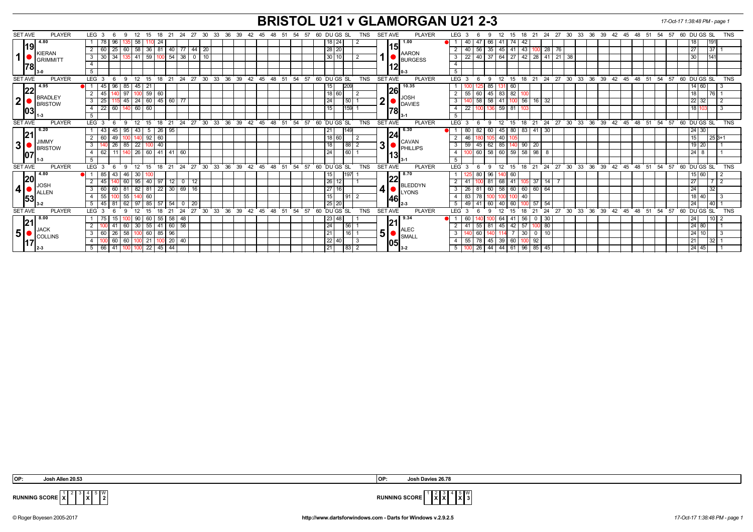# BRISTOL U21 v GLAMORGAN U21 2-3

17-Oct-17 1:38:48 PM

## Set 1

| SET AVE | PLAYER | LEG | Scores | DU | GS | SL | TNS |
|---|---|---|---|---|---|---|---|
| 4.80 / 19.78 | KIERAN GRIMMITT (3-0) | 1 | 78 96 135 58 110 24 | 18 | 24 | | 2 |
| | | 2 | 60 25 60 58 36 81 40 77 44 20 | 28 | 20 | | |
| | | 3 | 30 34 135 41 59 100 54 38 0 10 | 30 | 10 | | 2 |

| SET AVE | PLAYER | LEG | Scores | DU | GS | SL | TNS |
|---|---|---|---|---|---|---|---|
| 1.00 / 15.12 | AARON BURGESS (0-3) | 1 | 40 47 66 41 74 42 | 18 | | 191 | |
| | | 2 | 40 56 35 45 41 43 100 28 76 | 27 | | 37 | 1 |
| | | 3 | 22 40 37 64 27 42 28 41 21 38 | 30 | | 141 | |

## Set 2

| SET AVE | PLAYER | LEG | Scores | DU | GS | SL | TNS |
|---|---|---|---|---|---|---|---|
| 4.95 / 22.03 | BRADLEY BRISTOW (1-3) | 1 | 45 96 85 45 21 | 15 | | 209 | |
| | | 2 | 45 140 97 100 59 60 | 18 | 60 | | 2 |
| | | 3 | 25 115 45 24 60 45 60 77 | 24 | | 50 | 1 |
| | | 4 | 22 60 140 60 60 | 15 | | 159 | 1 |

| SET AVE | PLAYER | LEG | Scores | DU | GS | SL | TNS |
|---|---|---|---|---|---|---|---|
| 10.35 / 26.78 | JOSH DAVIES (3-1) | 1 | 100 125 85 131 60 | 14 | 60 | | 3 |
| | | 2 | 55 60 45 83 82 100 | 18 | | 76 | 1 |
| | | 3 | 140 58 58 41 100 56 16 32 | 22 | 32 | | 2 |
| | | 4 | 22 100 136 59 81 103 | 18 | 103 | | 3 |

## Set 3

| SET AVE | PLAYER | LEG | Scores | DU | GS | SL | TNS |
|---|---|---|---|---|---|---|---|
| 6.20 / 21.07 | JIMMY BRISTOW (1-3) | 1 | 43 45 95 43 5 26 95 | 21 | | 149 | |
| | | 2 | 60 49 100 140 92 60 | 18 | 60 | | 2 |
| | | 3 | 140 26 85 22 100 40 | 18 | | 88 | 2 |
| | | 4 | 62 11 140 26 60 41 41 60 | 24 | | 60 | 1 |

| SET AVE | PLAYER | LEG | Scores | DU | GS | SL | TNS |
|---|---|---|---|---|---|---|---|
| 6.30 / 24.13 | CAVAN PHILLIPS (3-1) | 1 | 80 82 60 45 80 83 41 30 | 24 | 30 | | |
| | | 2 | 46 180 105 40 105 | 15 | | 25 | 3+1 |
| | | 3 | 59 45 62 85 140 90 20 | 19 | 20 | | 1 |
| | | 4 | 100 60 58 60 59 58 98 8 | 24 | 8 | | 1 |

## Set 4

| SET AVE | PLAYER | LEG | Scores | DU | GS | SL | TNS |
|---|---|---|---|---|---|---|---|
| 4.80 / 20.53 | JOSH ALLEN (3-2) | 1 | 85 43 46 30 100 | 15 | | 197 | 1 |
| | | 2 | 45 140 60 95 40 97 12 0 12 | 26 | 12 | | 1 |
| | | 3 | 60 60 81 82 81 22 30 69 16 | 27 | 16 | | |
| | | 4 | 55 100 55 140 60 | 15 | | 91 | 2 |
| | | 5 | 45 81 62 97 85 57 54 0 20 | 25 | 20 | | |

| SET AVE | PLAYER | LEG | Scores | DU | GS | SL | TNS |
|---|---|---|---|---|---|---|---|
| 8.70 / 22.46 | BLEDDYN LYONS (2-3) | 1 | 125 80 96 140 60 | 15 | 60 | | 2 |
| | | 2 | 41 100 81 68 41 105 37 14 7 | 27 | | 7 | 2 |
| | | 3 | 26 81 60 58 60 60 60 64 | 24 | | 32 | |
| | | 4 | 83 78 100 100 100 40 | 18 | 40 | | 3 |
| | | 5 | 49 41 60 40 60 100 57 54 | 24 | | 40 | 1 |

## Set 5

| SET AVE | PLAYER | LEG | Scores | DU | GS | SL | TNS |
|---|---|---|---|---|---|---|---|
| 8.00 / 21.17 | JACK COLLINS (2-3) | 1 | 75 15 100 90 60 55 58 48 | 23 | 48 | | 1 |
| | | 2 | 100 41 60 30 55 41 60 58 | 24 | | 56 | 1 |
| | | 3 | 60 26 58 100 60 85 96 | 21 | | 16 | 1 |
| | | 4 | 100 60 60 100 21 100 20 40 | 22 | 40 | | 3 |
| | | 5 | 66 41 100 100 22 45 44 | 21 | | 83 | 2 |

| SET AVE | PLAYER | LEG | Scores | DU | GS | SL | TNS |
|---|---|---|---|---|---|---|---|
| 9.34 / 21.05 | ALEC SMALL (3-2) | 1 | 60 140 100 64 41 56 0 30 | 24 | | 10 | 2 |
| | | 2 | 41 55 81 45 42 57 100 80 | 24 | 80 | | 1 |
| | | 3 | 140 60 140 114 7 30 0 10 | 24 | 10 | | 3 |
| | | 4 | 55 78 45 39 60 100 92 | 21 | | 32 | 1 |
| | | 5 | 100 26 44 44 61 96 85 45 | 24 | 45 | | 1 |

**OP:** Josh Allen 20.53

**OP:** Josh Davies 26.78

**RUNNING SCORE (Bristol):** 1: X, 2: –, 3: –, 4: X, 5: – — W: 2

**RUNNING SCORE (Glamorgan):** 1: –, 2: X, 3: X, 4: –, 5: X — W: 3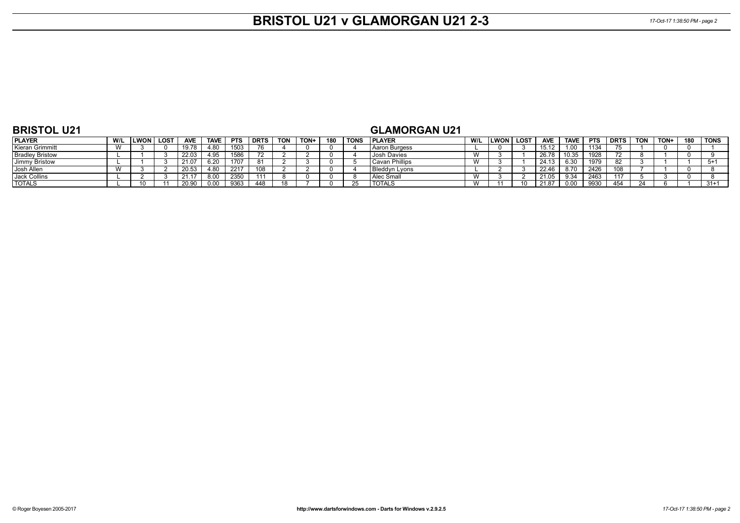# BRISTOL U21 v GLAMORGAN U21 2-3

## BRISTOL U21

| PLAYER | W/L | LWON | LOST | AVE | TAVE | PTS | DRTS | TON | TON+ | 180 | TONS |
|---|---|---|---|---|---|---|---|---|---|---|---|
| Kieran Grimmitt | W | 3 | 0 | 19.78 | 4.80 | 1503 | 76 | 4 | 0 | 0 | 4 |
| Bradley Bristow | L | 1 | 3 | 22.03 | 4.95 | 1586 | 72 | 2 | 2 | 0 | 4 |
| Jimmy Bristow | L | 1 | 3 | 21.07 | 6.20 | 1707 | 81 | 2 | 3 | 0 | 5 |
| Josh Allen | W | 3 | 2 | 20.53 | 4.80 | 2217 | 108 | 2 | 2 | 0 | 4 |
| Jack Collins | L | 2 | 3 | 21.17 | 8.00 | 2350 | 111 | 8 | 0 | 0 | 8 |
| TOTALS | L | 10 | 11 | 20.90 | 0.00 | 9363 | 448 | 18 | 7 | 0 | 25 |

## GLAMORGAN U21

| PLAYER | W/L | LWON | LOST | AVE | TAVE | PTS | DRTS | TON | TON+ | 180 | TONS |
|---|---|---|---|---|---|---|---|---|---|---|---|
| Aaron Burgess | L | 0 | 3 | 15.12 | 1.00 | 1134 | 75 | 1 | 0 | 0 | 1 |
| Josh Davies | W | 3 | 1 | 26.78 | 10.35 | 1928 | 72 | 8 | 1 | 0 | 9 |
| Cavan Phillips | W | 3 | 1 | 24.13 | 6.30 | 1979 | 82 | 3 | 1 | 1 | 5+1 |
| Bleddyn Lyons | L | 2 | 3 | 22.46 | 8.70 | 2426 | 108 | 7 | 1 | 0 | 8 |
| Alec Small | W | 3 | 2 | 21.05 | 9.34 | 2463 | 117 | 5 | 3 | 0 | 8 |
| TOTALS | W | 11 | 10 | 21.87 | 0.00 | 9930 | 454 | 24 | 6 | 1 | 31+1 |